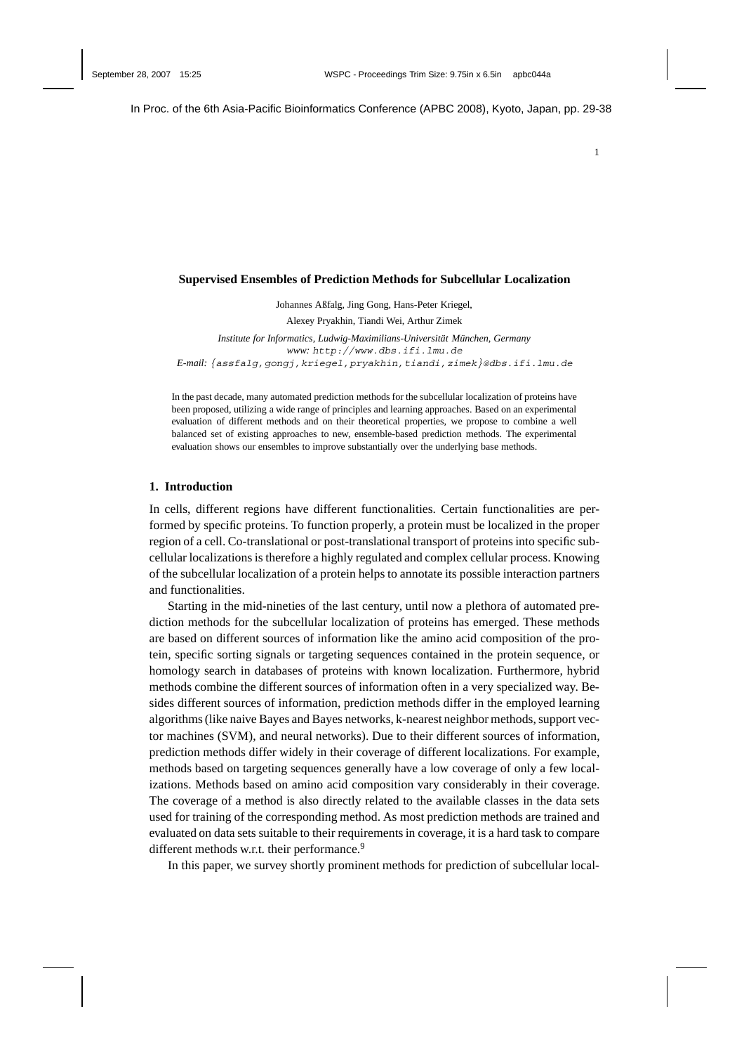In Proc. of the 6th Asia-Pacific Bioinformatics Conference (APBC 2008), Kyoto, Japan, pp. 29-38

# Supervised Ensembles of Prediction Methods for Subcellular Localization

Johannes Aßfalg, Jing Gong, Hans-Peter Kriegel,

Alexey Pryakhin, Tiandi Wei, Arthur Zimek

*Institute for Informatics, Ludwig-Maximilians-Universität München, Germany*

*www: http://www.dbs.ifi.lmu.de*

*E-mail: {assfalg,gongj,kriegel,pryakhin,tiandi,zimek}@dbs.ifi.lmu.de*

In the past decade, many automated prediction methods for the subcellular localization of proteins have been proposed, utilizing a wide range of principles and learning approaches. Based on an experimental evaluation of different methods and on their theoretical properties, we propose to combine a well balanced set of existing approaches to new, ensemble-based prediction methods. The experimental evaluation shows our ensembles to improve substantially over the underlying base methods.

## 1. Introduction

In cells, different regions have different functionalities. Certain functionalities are performed by specific proteins. To function properly, a protein must be localized in the proper region of a cell. Co-translational or post-translational transport of proteins into specific subcellular localizations is therefore a highly regulated and complex cellular process. Knowing of the subcellular localization of a protein helps to annotate its possible interaction partners and functionalities.

Starting in the mid-nineties of the last century, until now a plethora of automated prediction methods for the subcellular localization of proteins has emerged. These methods are based on different sources of information like the amino acid composition of the protein, specific sorting signals or targeting sequences contained in the protein sequence, or homology search in databases of proteins with known localization. Furthermore, hybrid methods combine the different sources of information often in a very specialized way. Besides different sources of information, prediction methods differ in the employed learning algorithms (like naive Bayes and Bayes networks, k-nearest neighbor methods, support vector machines (SVM), and neural networks). Due to their different sources of information, prediction methods differ widely in their coverage of different localizations. For example, methods based on targeting sequences generally have a low coverage of only a few localizations. Methods based on amino acid composition vary considerably in their coverage. The coverage of a method is also directly related to the available classes in the data sets used for training of the corresponding method. As most prediction methods are trained and evaluated on data sets suitable to their requirements in coverage, it is a hard task to compare different methods w.r.t. their performance.[9]

In this paper, we survey shortly prominent methods for prediction of subcellular local-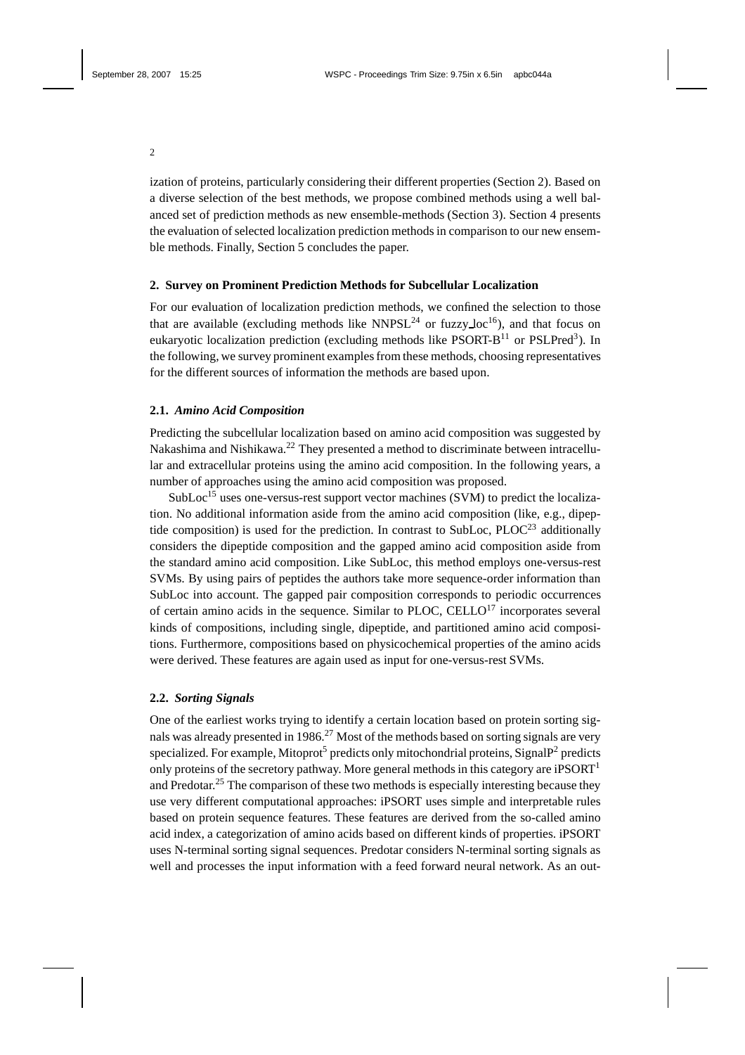ization of proteins, particularly considering their different properties (Section 2). Based on a diverse selection of the best methods, we propose combined methods using a well balanced set of prediction methods as new ensemble-methods (Section 3). Section 4 presents the evaluation of selected localization prediction methods in comparison to our new ensemble methods. Finally, Section 5 concludes the paper.

## 2. Survey on Prominent Prediction Methods for Subcellular Localization

For our evaluation of localization prediction methods, we confined the selection to those that are available (excluding methods like NNPSL[24] or fuzzy_loc[16]), and that focus on eukaryotic localization prediction (excluding methods like PSORT-B[11] or PSLPred[3]). In the following, we survey prominent examples from these methods, choosing representatives for the different sources of information the methods are based upon.

### 2.1. *Amino Acid Composition*

Predicting the subcellular localization based on amino acid composition was suggested by Nakashima and Nishikawa.[22] They presented a method to discriminate between intracellular and extracellular proteins using the amino acid composition. In the following years, a number of approaches using the amino acid composition was proposed.

SubLoc[15] uses one-versus-rest support vector machines (SVM) to predict the localization. No additional information aside from the amino acid composition (like, e.g., dipeptide composition) is used for the prediction. In contrast to SubLoc, PLOC[23] additionally considers the dipeptide composition and the gapped amino acid composition aside from the standard amino acid composition. Like SubLoc, this method employs one-versus-rest SVMs. By using pairs of peptides the authors take more sequence-order information than SubLoc into account. The gapped pair composition corresponds to periodic occurrences of certain amino acids in the sequence. Similar to PLOC, CELLO[17] incorporates several kinds of compositions, including single, dipeptide, and partitioned amino acid compositions. Furthermore, compositions based on physicochemical properties of the amino acids were derived. These features are again used as input for one-versus-rest SVMs.

### 2.2. *Sorting Signals*

One of the earliest works trying to identify a certain location based on protein sorting signals was already presented in 1986.[27] Most of the methods based on sorting signals are very specialized. For example, Mitoprot[5] predicts only mitochondrial proteins, SignalP[2] predicts only proteins of the secretory pathway. More general methods in this category are iPSORT[1] and Predotar.[25] The comparison of these two methods is especially interesting because they use very different computational approaches: iPSORT uses simple and interpretable rules based on protein sequence features. These features are derived from the so-called amino acid index, a categorization of amino acids based on different kinds of properties. iPSORT uses N-terminal sorting signal sequences. Predotar considers N-terminal sorting signals as well and processes the input information with a feed forward neural network. As an out-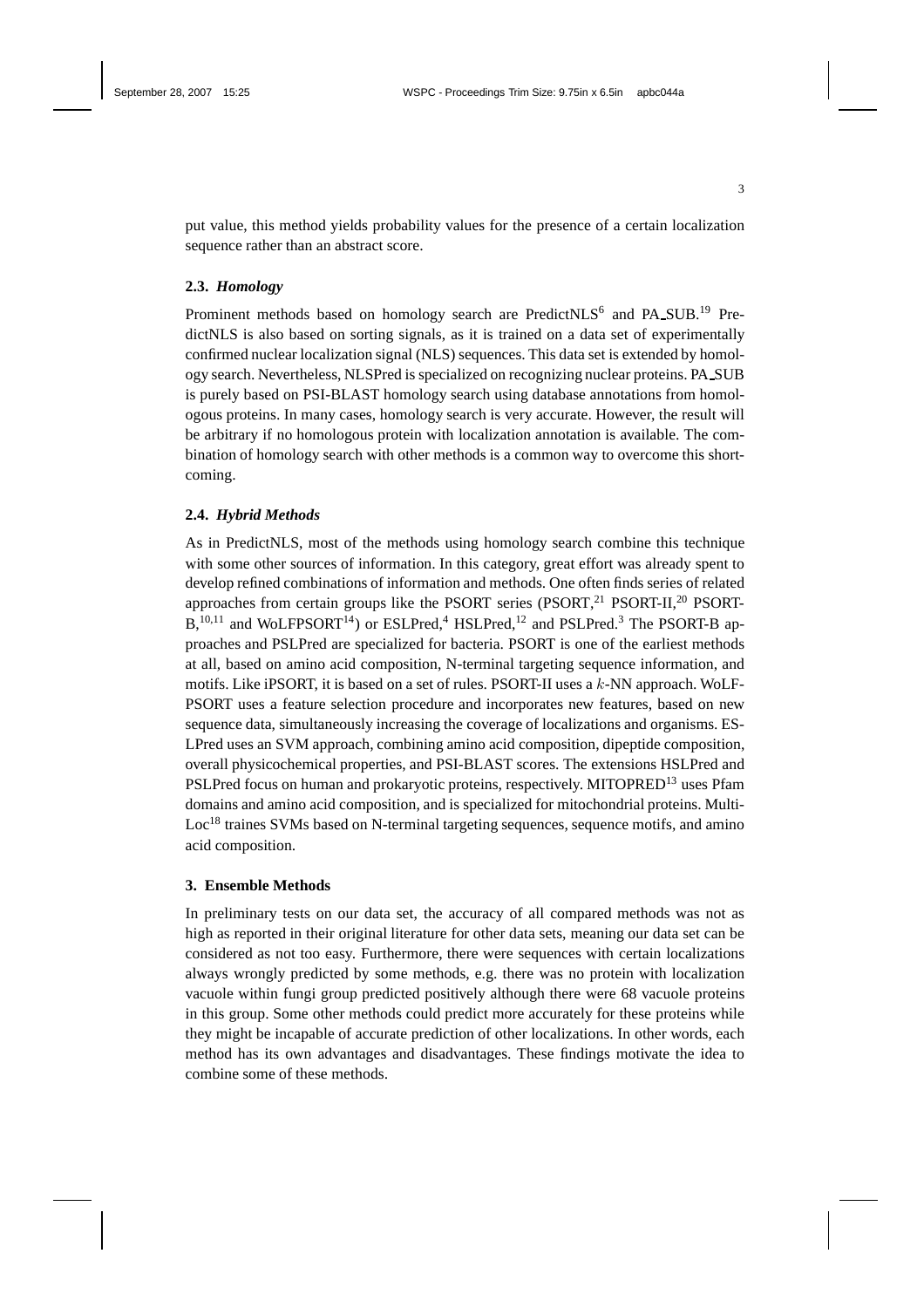put value, this method yields probability values for the presence of a certain localization sequence rather than an abstract score.

### 2.3. *Homology*

Prominent methods based on homology search are PredictNLS[6] and PA_SUB.[19] PredictNLS is also based on sorting signals, as it is trained on a data set of experimentally confirmed nuclear localization signal (NLS) sequences. This data set is extended by homology search. Nevertheless, NLSPred is specialized on recognizing nuclear proteins. PA_SUB is purely based on PSI-BLAST homology search using database annotations from homologous proteins. In many cases, homology search is very accurate. However, the result will be arbitrary if no homologous protein with localization annotation is available. The combination of homology search with other methods is a common way to overcome this shortcoming.

### 2.4. *Hybrid Methods*

As in PredictNLS, most of the methods using homology search combine this technique with some other sources of information. In this category, great effort was already spent to develop refined combinations of information and methods. One often finds series of related approaches from certain groups like the PSORT series (PSORT,[21] PSORT-II,[20] PSORT-B,[10,11] and WoLFPSORT[14]) or ESLPred,[4] HSLPred,[12] and PSLPred.[3] The PSORT-B approaches and PSLPred are specialized for bacteria. PSORT is one of the earliest methods at all, based on amino acid composition, N-terminal targeting sequence information, and motifs. Like iPSORT, it is based on a set of rules. PSORT-II uses a $k$-NN approach. WoLFPSORT uses a feature selection procedure and incorporates new features, based on new sequence data, simultaneously increasing the coverage of localizations and organisms. ESLPred uses an SVM approach, combining amino acid composition, dipeptide composition, overall physicochemical properties, and PSI-BLAST scores. The extensions HSLPred and PSLPred focus on human and prokaryotic proteins, respectively. MITOPRED[13] uses Pfam domains and amino acid composition, and is specialized for mitochondrial proteins. MultiLoc[18] traines SVMs based on N-terminal targeting sequences, sequence motifs, and amino acid composition.

## 3. Ensemble Methods

In preliminary tests on our data set, the accuracy of all compared methods was not as high as reported in their original literature for other data sets, meaning our data set can be considered as not too easy. Furthermore, there were sequences with certain localizations always wrongly predicted by some methods, e.g. there was no protein with localization vacuole within fungi group predicted positively although there were 68 vacuole proteins in this group. Some other methods could predict more accurately for these proteins while they might be incapable of accurate prediction of other localizations. In other words, each method has its own advantages and disadvantages. These findings motivate the idea to combine some of these methods.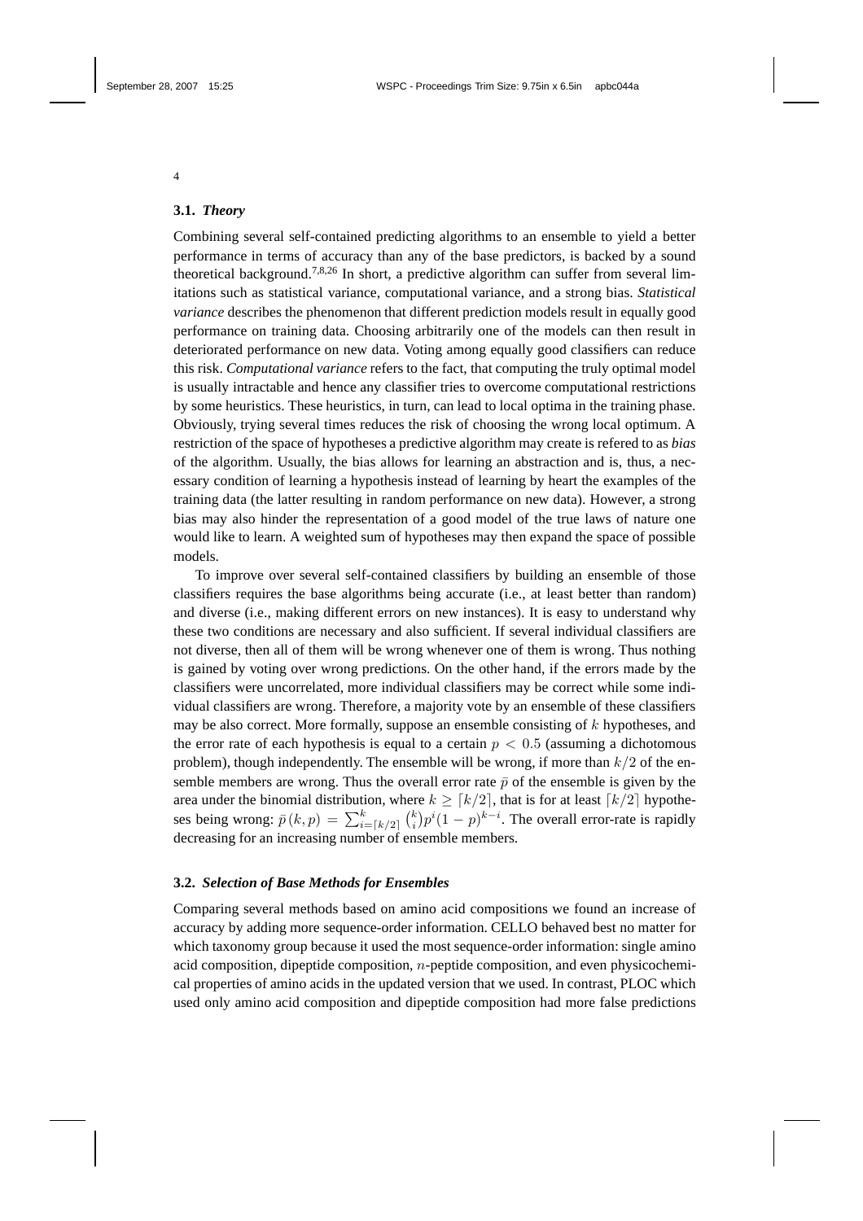### 3.1. *Theory*

Combining several self-contained predicting algorithms to an ensemble to yield a better performance in terms of accuracy than any of the base predictors, is backed by a sound theoretical background.[7,8,26] In short, a predictive algorithm can suffer from several limitations such as statistical variance, computational variance, and a strong bias. *Statistical variance* describes the phenomenon that different prediction models result in equally good performance on training data. Choosing arbitrarily one of the models can then result in deteriorated performance on new data. Voting among equally good classifiers can reduce this risk. *Computational variance* refers to the fact, that computing the truly optimal model is usually intractable and hence any classifier tries to overcome computational restrictions by some heuristics. These heuristics, in turn, can lead to local optima in the training phase. Obviously, trying several times reduces the risk of choosing the wrong local optimum. A restriction of the space of hypotheses a predictive algorithm may create is refered to as *bias* of the algorithm. Usually, the bias allows for learning an abstraction and is, thus, a necessary condition of learning a hypothesis instead of learning by heart the examples of the training data (the latter resulting in random performance on new data). However, a strong bias may also hinder the representation of a good model of the true laws of nature one would like to learn. A weighted sum of hypotheses may then expand the space of possible models.

To improve over several self-contained classifiers by building an ensemble of those classifiers requires the base algorithms being accurate (i.e., at least better than random) and diverse (i.e., making different errors on new instances). It is easy to understand why these two conditions are necessary and also sufficient. If several individual classifiers are not diverse, then all of them will be wrong whenever one of them is wrong. Thus nothing is gained by voting over wrong predictions. On the other hand, if the errors made by the classifiers were uncorrelated, more individual classifiers may be correct while some individual classifiers are wrong. Therefore, a majority vote by an ensemble of these classifiers may be also correct. More formally, suppose an ensemble consisting of $k$ hypotheses, and the error rate of each hypothesis is equal to a certain $p < 0.5$ (assuming a dichotomous problem), though independently. The ensemble will be wrong, if more than $k/2$ of the ensemble members are wrong. Thus the overall error rate $\bar{p}$ of the ensemble is given by the area under the binomial distribution, where $k \geq \lceil k/2 \rceil$, that is for at least $\lceil k/2 \rceil$ hypotheses being wrong: $\bar{p}\,(k,p) = \sum_{i=\lceil k/2 \rceil}^{k} \binom{k}{i} p^i (1-p)^{k-i}$. The overall error-rate is rapidly decreasing for an increasing number of ensemble members.

### 3.2. *Selection of Base Methods for Ensembles*

Comparing several methods based on amino acid compositions we found an increase of accuracy by adding more sequence-order information. CELLO behaved best no matter for which taxonomy group because it used the most sequence-order information: single amino acid composition, dipeptide composition, $n$-peptide composition, and even physicochemical properties of amino acids in the updated version that we used. In contrast, PLOC which used only amino acid composition and dipeptide composition had more false predictions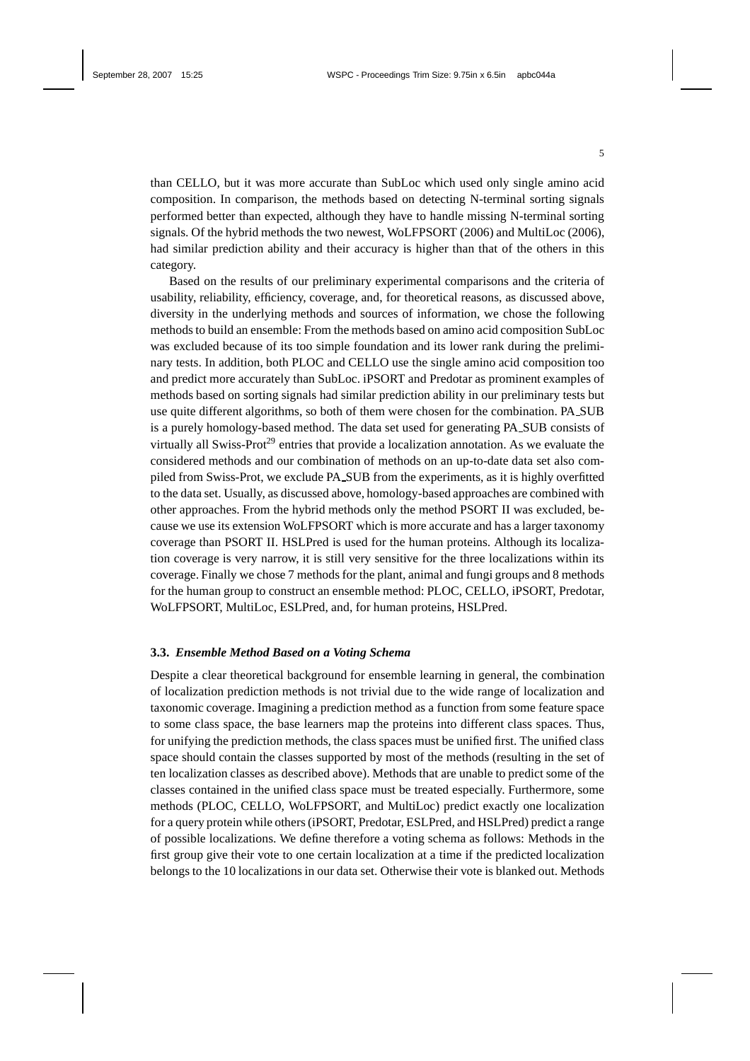than CELLO, but it was more accurate than SubLoc which used only single amino acid composition. In comparison, the methods based on detecting N-terminal sorting signals performed better than expected, although they have to handle missing N-terminal sorting signals. Of the hybrid methods the two newest, WoLFPSORT (2006) and MultiLoc (2006), had similar prediction ability and their accuracy is higher than that of the others in this category.

Based on the results of our preliminary experimental comparisons and the criteria of usability, reliability, efficiency, coverage, and, for theoretical reasons, as discussed above, diversity in the underlying methods and sources of information, we chose the following methods to build an ensemble: From the methods based on amino acid composition SubLoc was excluded because of its too simple foundation and its lower rank during the preliminary tests. In addition, both PLOC and CELLO use the single amino acid composition too and predict more accurately than SubLoc. iPSORT and Predotar as prominent examples of methods based on sorting signals had similar prediction ability in our preliminary tests but use quite different algorithms, so both of them were chosen for the combination. PA_SUB is a purely homology-based method. The data set used for generating PA_SUB consists of virtually all Swiss-Prot[29] entries that provide a localization annotation. As we evaluate the considered methods and our combination of methods on an up-to-date data set also compiled from Swiss-Prot, we exclude PA_SUB from the experiments, as it is highly overfitted to the data set. Usually, as discussed above, homology-based approaches are combined with other approaches. From the hybrid methods only the method PSORT II was excluded, because we use its extension WoLFPSORT which is more accurate and has a larger taxonomy coverage than PSORT II. HSLPred is used for the human proteins. Although its localization coverage is very narrow, it is still very sensitive for the three localizations within its coverage. Finally we chose 7 methods for the plant, animal and fungi groups and 8 methods for the human group to construct an ensemble method: PLOC, CELLO, iPSORT, Predotar, WoLFPSORT, MultiLoc, ESLPred, and, for human proteins, HSLPred.

### 3.3. *Ensemble Method Based on a Voting Schema*

Despite a clear theoretical background for ensemble learning in general, the combination of localization prediction methods is not trivial due to the wide range of localization and taxonomic coverage. Imagining a prediction method as a function from some feature space to some class space, the base learners map the proteins into different class spaces. Thus, for unifying the prediction methods, the class spaces must be unified first. The unified class space should contain the classes supported by most of the methods (resulting in the set of ten localization classes as described above). Methods that are unable to predict some of the classes contained in the unified class space must be treated especially. Furthermore, some methods (PLOC, CELLO, WoLFPSORT, and MultiLoc) predict exactly one localization for a query protein while others (iPSORT, Predotar, ESLPred, and HSLPred) predict a range of possible localizations. We define therefore a voting schema as follows: Methods in the first group give their vote to one certain localization at a time if the predicted localization belongs to the 10 localizations in our data set. Otherwise their vote is blanked out. Methods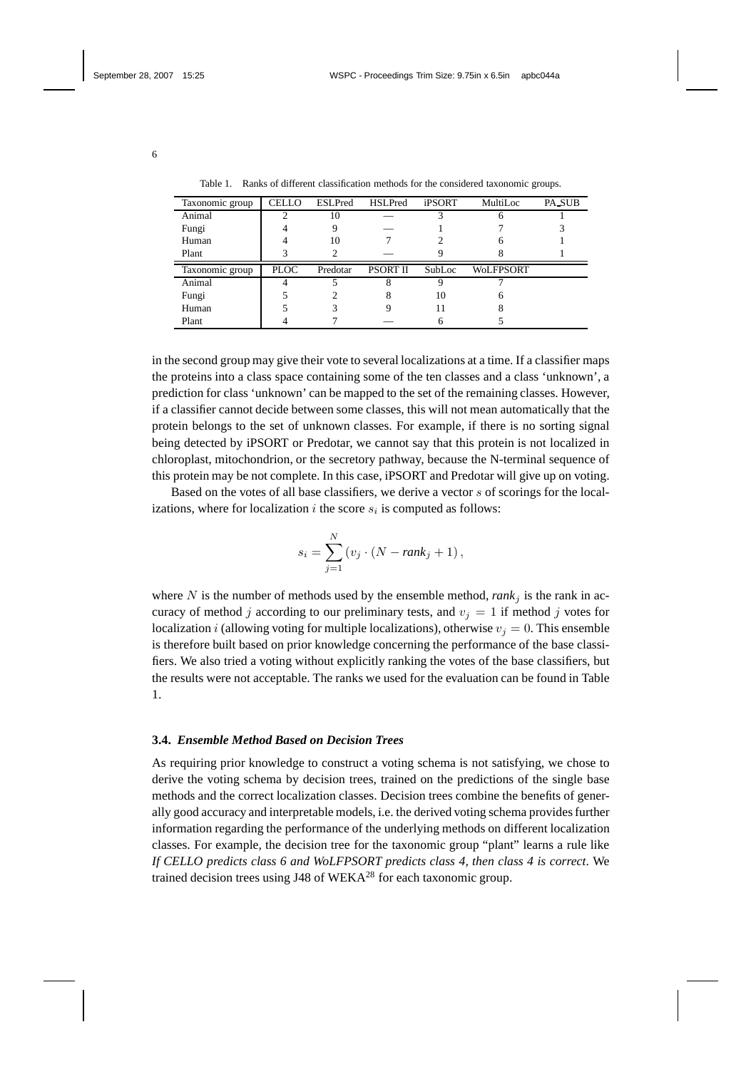Table 1. Ranks of different classification methods for the considered taxonomic groups.

| Taxonomic group | CELLO | ESLPred | HSLPred | iPSORT | MultiLoc | PA_SUB |
|---|---|---|---|---|---|---|
| Animal | 2 | 10 | — | 3 | 6 | 1 |
| Fungi | 4 | 9 | — | 1 | 7 | 3 |
| Human | 4 | 10 | 7 | 2 | 6 | 1 |
| Plant | 3 | 2 | — | 9 | 8 | 1 |
| **Taxonomic group** | **PLOC** | **Predotar** | **PSORT II** | **SubLoc** | **WoLFPSORT** | |
| Animal | 4 | 5 | 8 | 9 | 7 | |
| Fungi | 5 | 2 | 8 | 10 | 6 | |
| Human | 5 | 3 | 9 | 11 | 8 | |
| Plant | 4 | 7 | — | 6 | 5 | |

in the second group may give their vote to several localizations at a time. If a classifier maps the proteins into a class space containing some of the ten classes and a class 'unknown', a prediction for class 'unknown' can be mapped to the set of the remaining classes. However, if a classifier cannot decide between some classes, this will not mean automatically that the protein belongs to the set of unknown classes. For example, if there is no sorting signal being detected by iPSORT or Predotar, we cannot say that this protein is not localized in chloroplast, mitochondrion, or the secretory pathway, because the N-terminal sequence of this protein may be not complete. In this case, iPSORT and Predotar will give up on voting.

Based on the votes of all base classifiers, we derive a vector $s$ of scorings for the localizations, where for localization $i$ the score $s_i$ is computed as follows:

$$s_i = \sum_{j=1}^{N} \left( v_j \cdot (N - \textit{rank}_j + 1) \right),$$

where $N$ is the number of methods used by the ensemble method, $\textit{rank}_j$ is the rank in accuracy of method $j$ according to our preliminary tests, and $v_j = 1$ if method $j$ votes for localization $i$ (allowing voting for multiple localizations), otherwise $v_j = 0$. This ensemble is therefore built based on prior knowledge concerning the performance of the base classifiers. We also tried a voting without explicitly ranking the votes of the base classifiers, but the results were not acceptable. The ranks we used for the evaluation can be found in Table 1.

### 3.4. *Ensemble Method Based on Decision Trees*

As requiring prior knowledge to construct a voting schema is not satisfying, we chose to derive the voting schema by decision trees, trained on the predictions of the single base methods and the correct localization classes. Decision trees combine the benefits of generally good accuracy and interpretable models, i.e. the derived voting schema provides further information regarding the performance of the underlying methods on different localization classes. For example, the decision tree for the taxonomic group "plant" learns a rule like *If CELLO predicts class 6 and WoLFPSORT predicts class 4, then class 4 is correct*. We trained decision trees using J48 of WEKA[28] for each taxonomic group.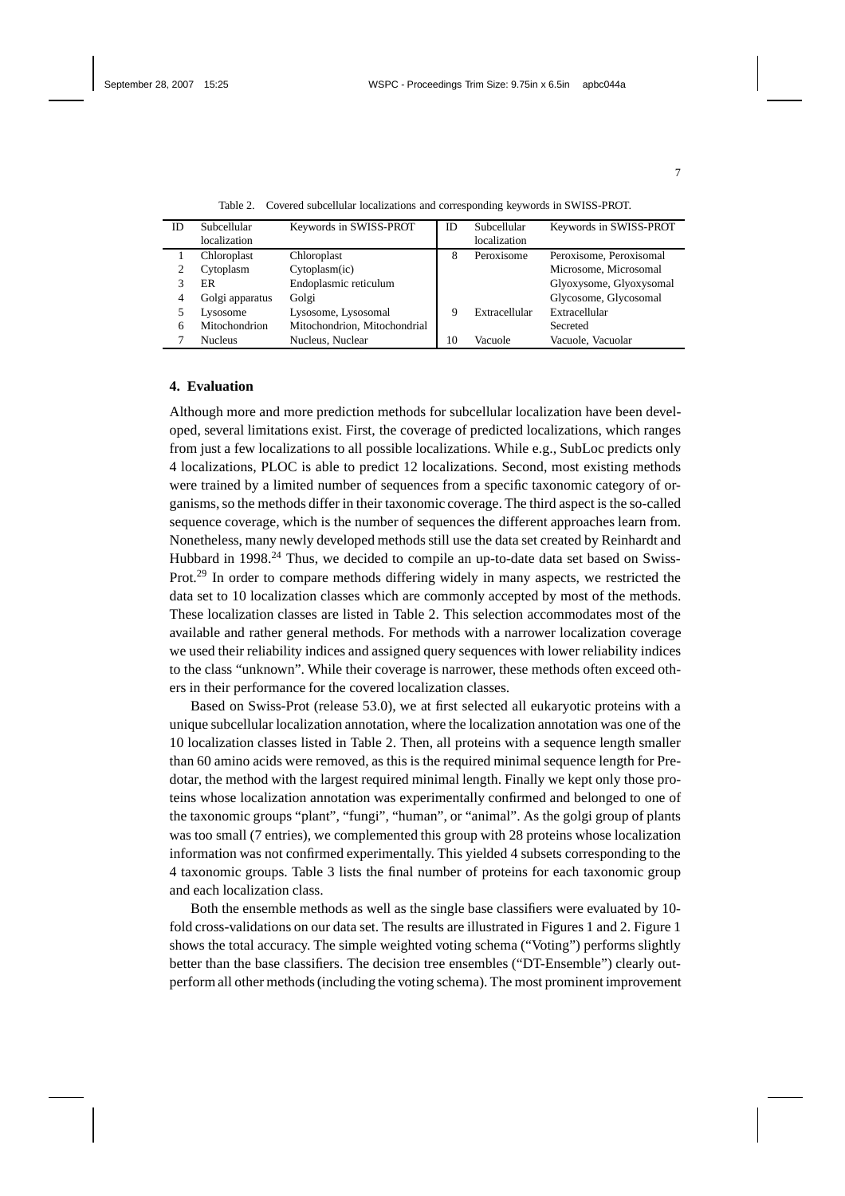Table 2. Covered subcellular localizations and corresponding keywords in SWISS-PROT.

| ID | Subcellular localization | Keywords in SWISS-PROT | ID | Subcellular localization | Keywords in SWISS-PROT |
|---|---|---|---|---|---|
| 1 | Chloroplast | Chloroplast | 8 | Peroxisome | Peroxisome, Peroxisomal |
| 2 | Cytoplasm | Cytoplasm(ic) | | | Microsome, Microsomal |
| 3 | ER | Endoplasmic reticulum | | | Glyoxysome, Glyoxysomal |
| 4 | Golgi apparatus | Golgi | | | Glycosome, Glycosomal |
| 5 | Lysosome | Lysosome, Lysosomal | 9 | Extracellular | Extracellular |
| 6 | Mitochondrion | Mitochondrion, Mitochondrial | | | Secreted |
| 7 | Nucleus | Nucleus, Nuclear | 10 | Vacuole | Vacuole, Vacuolar |

## 4. Evaluation

Although more and more prediction methods for subcellular localization have been developed, several limitations exist. First, the coverage of predicted localizations, which ranges from just a few localizations to all possible localizations. While e.g., SubLoc predicts only 4 localizations, PLOC is able to predict 12 localizations. Second, most existing methods were trained by a limited number of sequences from a specific taxonomic category of organisms, so the methods differ in their taxonomic coverage. The third aspect is the so-called sequence coverage, which is the number of sequences the different approaches learn from. Nonetheless, many newly developed methods still use the data set created by Reinhardt and Hubbard in 1998.[24] Thus, we decided to compile an up-to-date data set based on Swiss-Prot.[29] In order to compare methods differing widely in many aspects, we restricted the data set to 10 localization classes which are commonly accepted by most of the methods. These localization classes are listed in Table 2. This selection accommodates most of the available and rather general methods. For methods with a narrower localization coverage we used their reliability indices and assigned query sequences with lower reliability indices to the class "unknown". While their coverage is narrower, these methods often exceed others in their performance for the covered localization classes.

Based on Swiss-Prot (release 53.0), we at first selected all eukaryotic proteins with a unique subcellular localization annotation, where the localization annotation was one of the 10 localization classes listed in Table 2. Then, all proteins with a sequence length smaller than 60 amino acids were removed, as this is the required minimal sequence length for Predotar, the method with the largest required minimal length. Finally we kept only those proteins whose localization annotation was experimentally confirmed and belonged to one of the taxonomic groups "plant", "fungi", "human", or "animal". As the golgi group of plants was too small (7 entries), we complemented this group with 28 proteins whose localization information was not confirmed experimentally. This yielded 4 subsets corresponding to the 4 taxonomic groups. Table 3 lists the final number of proteins for each taxonomic group and each localization class.

Both the ensemble methods as well as the single base classifiers were evaluated by 10-fold cross-validations on our data set. The results are illustrated in Figures 1 and 2. Figure 1 shows the total accuracy. The simple weighted voting schema ("Voting") performs slightly better than the base classifiers. The decision tree ensembles ("DT-Ensemble") clearly outperform all other methods (including the voting schema). The most prominent improvement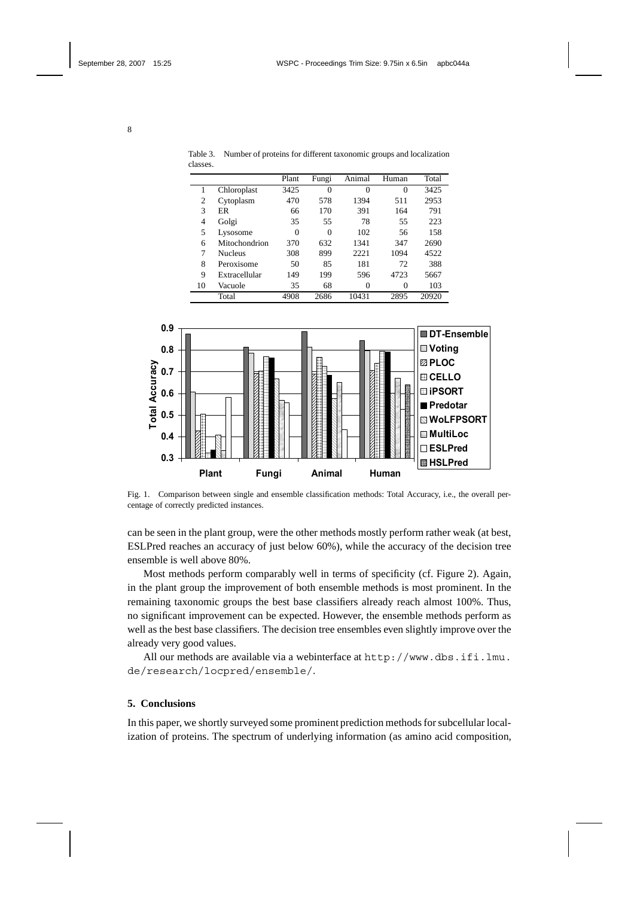Table 3. Number of proteins for different taxonomic groups and localization classes.

| | | Plant | Fungi | Animal | Human | Total |
|---|---|---|---|---|---|---|
| 1 | Chloroplast | 3425 | 0 | 0 | 0 | 3425 |
| 2 | Cytoplasm | 470 | 578 | 1394 | 511 | 2953 |
| 3 | ER | 66 | 170 | 391 | 164 | 791 |
| 4 | Golgi | 35 | 55 | 78 | 55 | 223 |
| 5 | Lysosome | 0 | 0 | 102 | 56 | 158 |
| 6 | Mitochondrion | 370 | 632 | 1341 | 347 | 2690 |
| 7 | Nucleus | 308 | 899 | 2221 | 1094 | 4522 |
| 8 | Peroxisome | 50 | 85 | 181 | 72 | 388 |
| 9 | Extracellular | 149 | 199 | 596 | 4723 | 5667 |
| 10 | Vacuole | 35 | 68 | 0 | 0 | 103 |
| | Total | 4908 | 2686 | 10431 | 2895 | 20920 |

Fig. 1. Comparison between single and ensemble classification methods: Total Accuracy, i.e., the overall percentage of correctly predicted instances.

can be seen in the plant group, were the other methods mostly perform rather weak (at best, ESLPred reaches an accuracy of just below 60%), while the accuracy of the decision tree ensemble is well above 80%.

Most methods perform comparably well in terms of specificity (cf. Figure 2). Again, in the plant group the improvement of both ensemble methods is most prominent. In the remaining taxonomic groups the best base classifiers already reach almost 100%. Thus, no significant improvement can be expected. However, the ensemble methods perform as well as the best base classifiers. The decision tree ensembles even slightly improve over the already very good values.

All our methods are available via a webinterface at `http://www.dbs.ifi.lmu.de/research/locpred/ensemble/`.

## 5. Conclusions

In this paper, we shortly surveyed some prominent prediction methods for subcellular localization of proteins. The spectrum of underlying information (as amino acid composition,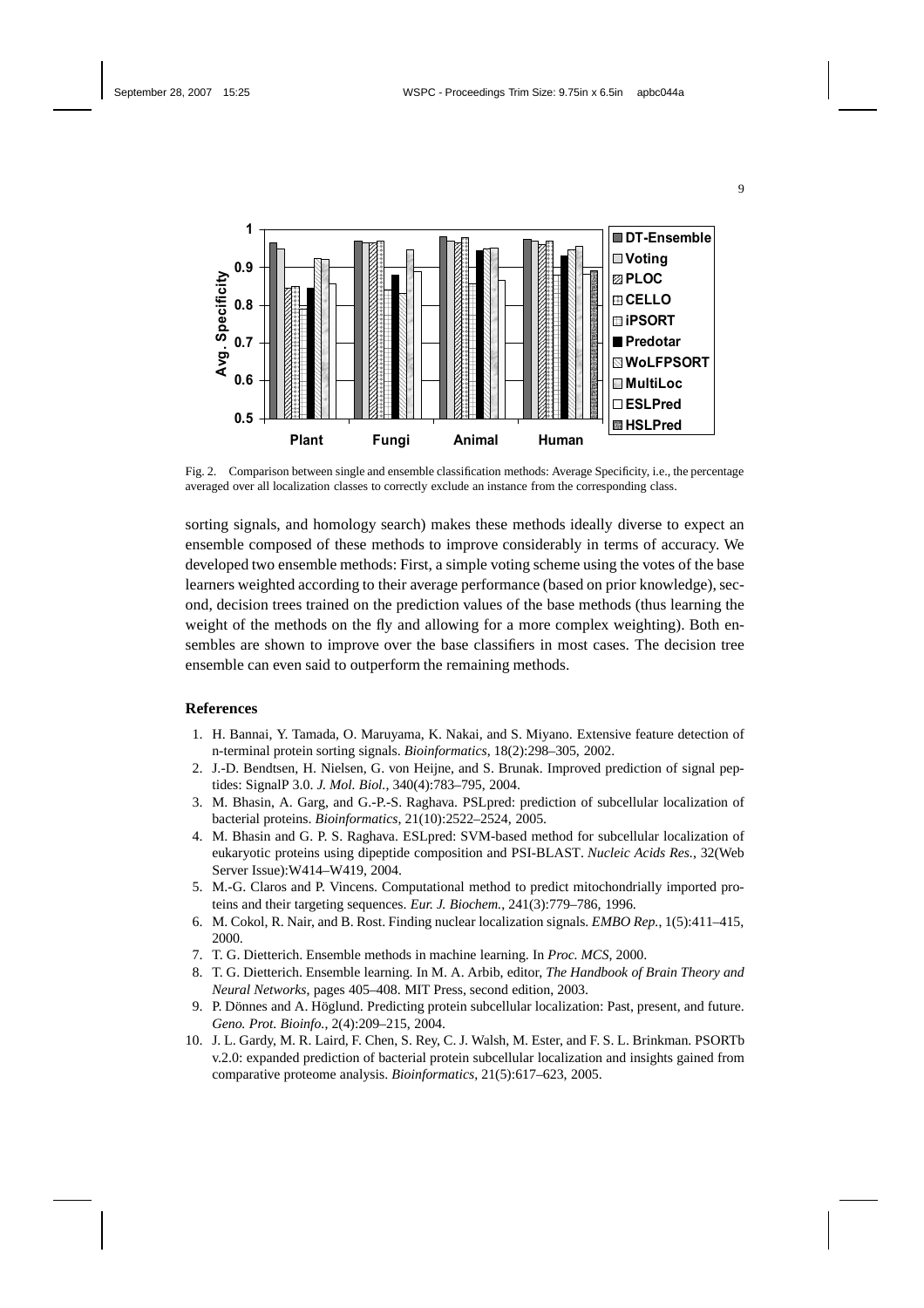Fig. 2. Comparison between single and ensemble classification methods: Average Specificity, i.e., the percentage averaged over all localization classes to correctly exclude an instance from the corresponding class.

sorting signals, and homology search) makes these methods ideally diverse to expect an ensemble composed of these methods to improve considerably in terms of accuracy. We developed two ensemble methods: First, a simple voting scheme using the votes of the base learners weighted according to their average performance (based on prior knowledge), second, decision trees trained on the prediction values of the base methods (thus learning the weight of the methods on the fly and allowing for a more complex weighting). Both ensembles are shown to improve over the base classifiers in most cases. The decision tree ensemble can even said to outperform the remaining methods.

## References

1. H. Bannai, Y. Tamada, O. Maruyama, K. Nakai, and S. Miyano. Extensive feature detection of n-terminal protein sorting signals. *Bioinformatics*, 18(2):298–305, 2002.
2. J.-D. Bendtsen, H. Nielsen, G. von Heijne, and S. Brunak. Improved prediction of signal peptides: SignalP 3.0. *J. Mol. Biol.*, 340(4):783–795, 2004.
3. M. Bhasin, A. Garg, and G.-P.-S. Raghava. PSLpred: prediction of subcellular localization of bacterial proteins. *Bioinformatics*, 21(10):2522–2524, 2005.
4. M. Bhasin and G. P. S. Raghava. ESLpred: SVM-based method for subcellular localization of eukaryotic proteins using dipeptide composition and PSI-BLAST. *Nucleic Acids Res.*, 32(Web Server Issue):W414–W419, 2004.
5. M.-G. Claros and P. Vincens. Computational method to predict mitochondrially imported proteins and their targeting sequences. *Eur. J. Biochem.*, 241(3):779–786, 1996.
6. M. Cokol, R. Nair, and B. Rost. Finding nuclear localization signals. *EMBO Rep.*, 1(5):411–415, 2000.
7. T. G. Dietterich. Ensemble methods in machine learning. In *Proc. MCS*, 2000.
8. T. G. Dietterich. Ensemble learning. In M. A. Arbib, editor, *The Handbook of Brain Theory and Neural Networks*, pages 405–408. MIT Press, second edition, 2003.
9. P. Dönnes and A. Höglund. Predicting protein subcellular localization: Past, present, and future. *Geno. Prot. Bioinfo.*, 2(4):209–215, 2004.
10. J. L. Gardy, M. R. Laird, F. Chen, S. Rey, C. J. Walsh, M. Ester, and F. S. L. Brinkman. PSORTb v.2.0: expanded prediction of bacterial protein subcellular localization and insights gained from comparative proteome analysis. *Bioinformatics*, 21(5):617–623, 2005.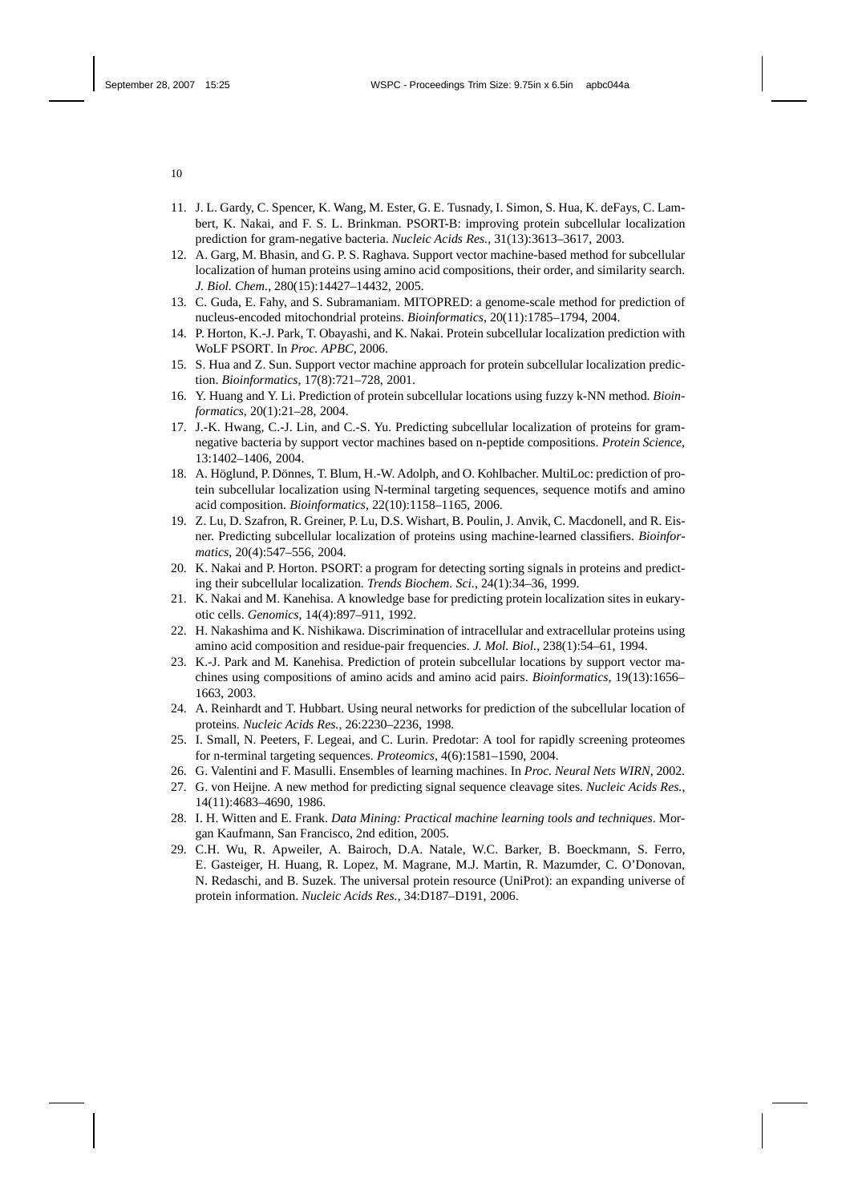11. J. L. Gardy, C. Spencer, K. Wang, M. Ester, G. E. Tusnady, I. Simon, S. Hua, K. deFays, C. Lambert, K. Nakai, and F. S. L. Brinkman. PSORT-B: improving protein subcellular localization prediction for gram-negative bacteria. *Nucleic Acids Res.*, 31(13):3613–3617, 2003.
12. A. Garg, M. Bhasin, and G. P. S. Raghava. Support vector machine-based method for subcellular localization of human proteins using amino acid compositions, their order, and similarity search. *J. Biol. Chem.*, 280(15):14427–14432, 2005.
13. C. Guda, E. Fahy, and S. Subramaniam. MITOPRED: a genome-scale method for prediction of nucleus-encoded mitochondrial proteins. *Bioinformatics*, 20(11):1785–1794, 2004.
14. P. Horton, K.-J. Park, T. Obayashi, and K. Nakai. Protein subcellular localization prediction with WoLF PSORT. In *Proc. APBC*, 2006.
15. S. Hua and Z. Sun. Support vector machine approach for protein subcellular localization prediction. *Bioinformatics*, 17(8):721–728, 2001.
16. Y. Huang and Y. Li. Prediction of protein subcellular locations using fuzzy k-NN method. *Bioinformatics*, 20(1):21–28, 2004.
17. J.-K. Hwang, C.-J. Lin, and C.-S. Yu. Predicting subcellular localization of proteins for gram-negative bacteria by support vector machines based on n-peptide compositions. *Protein Science*, 13:1402–1406, 2004.
18. A. Höglund, P. Dönnes, T. Blum, H.-W. Adolph, and O. Kohlbacher. MultiLoc: prediction of protein subcellular localization using N-terminal targeting sequences, sequence motifs and amino acid composition. *Bioinformatics*, 22(10):1158–1165, 2006.
19. Z. Lu, D. Szafron, R. Greiner, P. Lu, D.S. Wishart, B. Poulin, J. Anvik, C. Macdonell, and R. Eisner. Predicting subcellular localization of proteins using machine-learned classifiers. *Bioinformatics*, 20(4):547–556, 2004.
20. K. Nakai and P. Horton. PSORT: a program for detecting sorting signals in proteins and predicting their subcellular localization. *Trends Biochem. Sci.*, 24(1):34–36, 1999.
21. K. Nakai and M. Kanehisa. A knowledge base for predicting protein localization sites in eukaryotic cells. *Genomics*, 14(4):897–911, 1992.
22. H. Nakashima and K. Nishikawa. Discrimination of intracellular and extracellular proteins using amino acid composition and residue-pair frequencies. *J. Mol. Biol.*, 238(1):54–61, 1994.
23. K.-J. Park and M. Kanehisa. Prediction of protein subcellular locations by support vector machines using compositions of amino acids and amino acid pairs. *Bioinformatics*, 19(13):1656–1663, 2003.
24. A. Reinhardt and T. Hubbart. Using neural networks for prediction of the subcellular location of proteins. *Nucleic Acids Res.*, 26:2230–2236, 1998.
25. I. Small, N. Peeters, F. Legeai, and C. Lurin. Predotar: A tool for rapidly screening proteomes for n-terminal targeting sequences. *Proteomics*, 4(6):1581–1590, 2004.
26. G. Valentini and F. Masulli. Ensembles of learning machines. In *Proc. Neural Nets WIRN*, 2002.
27. G. von Heijne. A new method for predicting signal sequence cleavage sites. *Nucleic Acids Res.*, 14(11):4683–4690, 1986.
28. I. H. Witten and E. Frank. *Data Mining: Practical machine learning tools and techniques*. Morgan Kaufmann, San Francisco, 2nd edition, 2005.
29. C.H. Wu, R. Apweiler, A. Bairoch, D.A. Natale, W.C. Barker, B. Boeckmann, S. Ferro, E. Gasteiger, H. Huang, R. Lopez, M. Magrane, M.J. Martin, R. Mazumder, C. O'Donovan, N. Redaschi, and B. Suzek. The universal protein resource (UniProt): an expanding universe of protein information. *Nucleic Acids Res.*, 34:D187–D191, 2006.